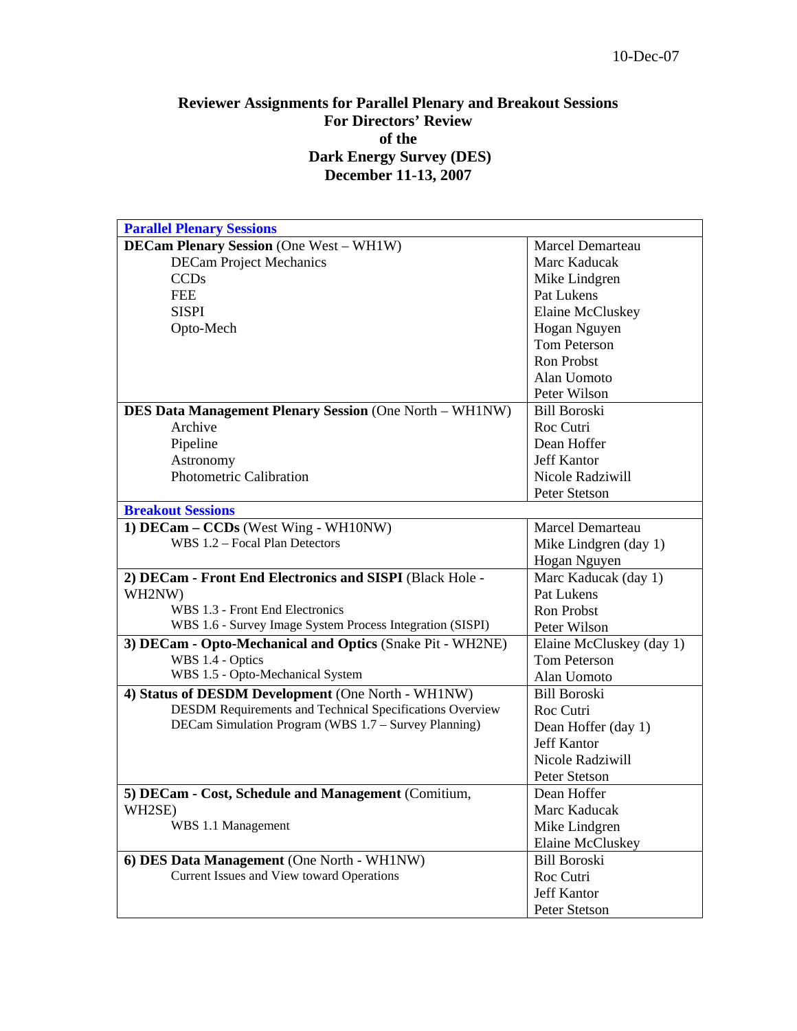10-Dec-07

# Reviewer Assignments for Parallel Plenary and Breakout Sessions For Directors' Review of the Dark Energy Survey (DES) December 11-13, 2007

| **Parallel Plenary Sessions** | |
|---|---|
| **DECam Plenary Session** (One West – WH1W)<br>DECam Project Mechanics<br>CCDs<br>FEE<br>SISPI<br>Opto-Mech | Marcel Demarteau<br>Marc Kaducak<br>Mike Lindgren<br>Pat Lukens<br>Elaine McCluskey<br>Hogan Nguyen<br>Tom Peterson<br>Ron Probst<br>Alan Uomoto<br>Peter Wilson |
| **DES Data Management Plenary Session** (One North – WH1NW)<br>Archive<br>Pipeline<br>Astronomy<br>Photometric Calibration | Bill Boroski<br>Roc Cutri<br>Dean Hoffer<br>Jeff Kantor<br>Nicole Radziwill<br>Peter Stetson |
| **Breakout Sessions** | |
| **1) DECam – CCDs** (West Wing - WH10NW)<br>WBS 1.2 – Focal Plan Detectors | Marcel Demarteau<br>Mike Lindgren (day 1)<br>Hogan Nguyen |
| **2) DECam - Front End Electronics and SISPI** (Black Hole - WH2NW)<br>WBS 1.3 - Front End Electronics<br>WBS 1.6 - Survey Image System Process Integration (SISPI) | Marc Kaducak (day 1)<br>Pat Lukens<br>Ron Probst<br>Peter Wilson |
| **3) DECam - Opto-Mechanical and Optics** (Snake Pit - WH2NE)<br>WBS 1.4 - Optics<br>WBS 1.5 - Opto-Mechanical System | Elaine McCluskey (day 1)<br>Tom Peterson<br>Alan Uomoto |
| **4) Status of DESDM Development** (One North - WH1NW)<br>DESDM Requirements and Technical Specifications Overview<br>DECam Simulation Program (WBS 1.7 – Survey Planning) | Bill Boroski<br>Roc Cutri<br>Dean Hoffer (day 1)<br>Jeff Kantor<br>Nicole Radziwill<br>Peter Stetson |
| **5) DECam - Cost, Schedule and Management** (Comitium, WH2SE)<br>WBS 1.1 Management | Dean Hoffer<br>Marc Kaducak<br>Mike Lindgren<br>Elaine McCluskey |
| **6) DES Data Management** (One North - WH1NW)<br>Current Issues and View toward Operations | Bill Boroski<br>Roc Cutri<br>Jeff Kantor<br>Peter Stetson |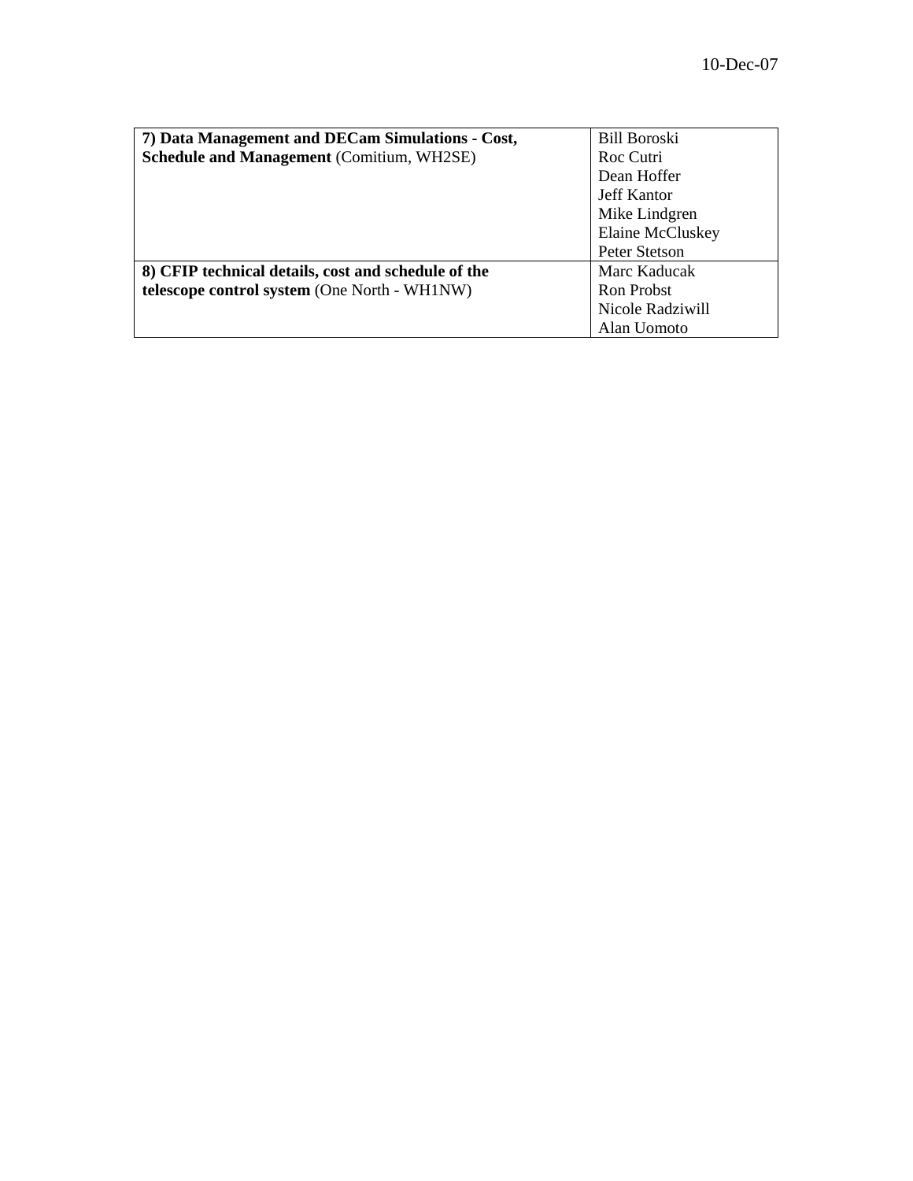| | |
|---|---|
| **7) Data Management and DECam Simulations - Cost, Schedule and Management** (Comitium, WH2SE) | Bill Boroski<br>Roc Cutri<br>Dean Hoffer<br>Jeff Kantor<br>Mike Lindgren<br>Elaine McCluskey<br>Peter Stetson |
| **8) CFIP technical details, cost and schedule of the telescope control system** (One North - WH1NW) | Marc Kaducak<br>Ron Probst<br>Nicole Radziwill<br>Alan Uomoto |